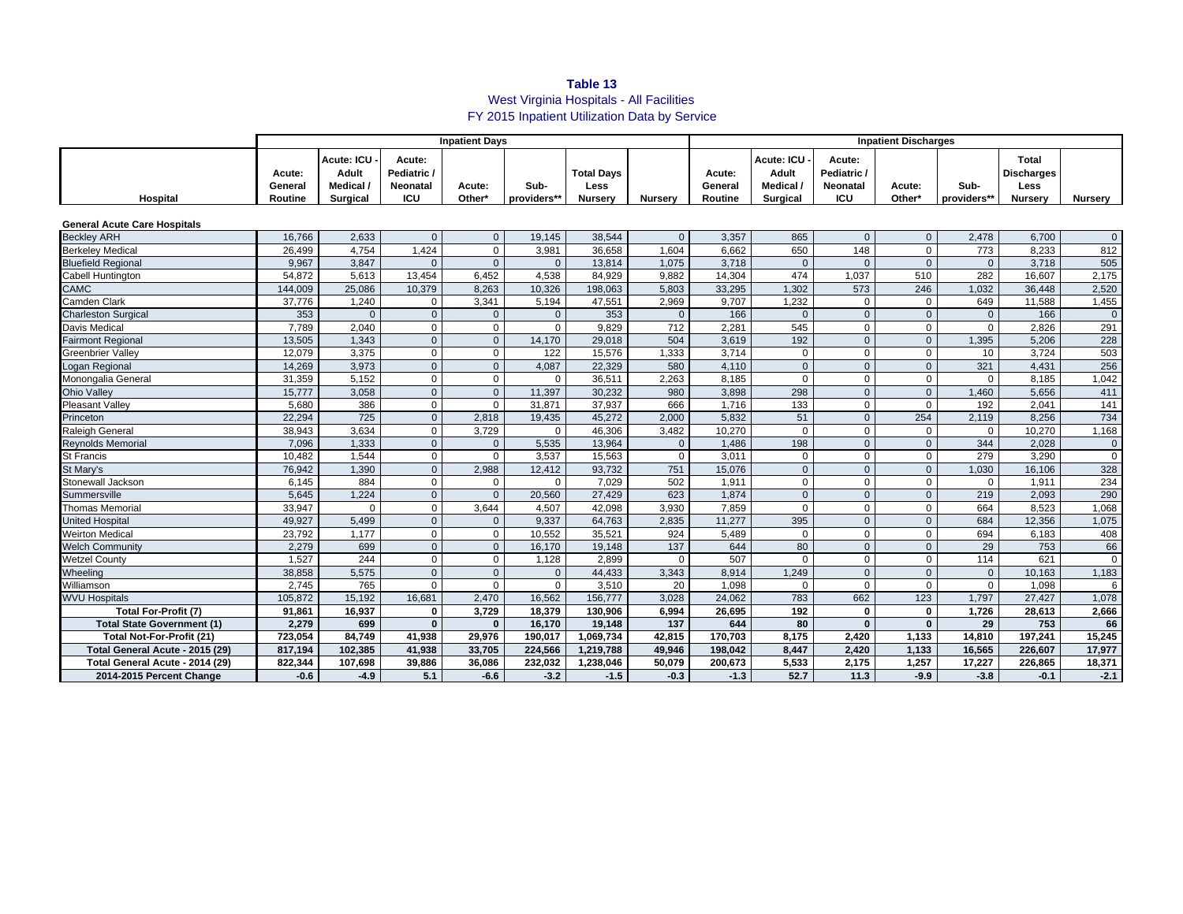**Table 13**

West Virginia Hospitals - All Facilities

FY 2015 Inpatient Utilization Data by Service

| Hospital | Inpatient Days | | | | | | | Inpatient Discharges | | | | | | |
|---|---|---|---|---|---|---|---|---|---|---|---|---|---|---|
| | Acute: General Routine | Acute: ICU - Adult Medical / Surgical | Acute: Pediatric / Neonatal ICU | Acute: Other* | Sub-providers** | Total Days Less Nursery | Nursery | Acute: General Routine | Acute: ICU - Adult Medical / Surgical | Acute: Pediatric / Neonatal ICU | Acute: Other* | Sub-providers** | Total Discharges Less Nursery | Nursery |
| **General Acute Care Hospitals** | | | | | | | | | | | | | | |
| Beckley ARH | 16,766 | 2,633 | 0 | 0 | 19,145 | 38,544 | 0 | 3,357 | 865 | 0 | 0 | 2,478 | 6,700 | 0 |
| Berkeley Medical | 26,499 | 4,754 | 1,424 | 0 | 3,981 | 36,658 | 1,604 | 6,662 | 650 | 148 | 0 | 773 | 8,233 | 812 |
| Bluefield Regional | 9,967 | 3,847 | 0 | 0 | 0 | 13,814 | 1,075 | 3,718 | 0 | 0 | 0 | 0 | 3,718 | 505 |
| Cabell Huntington | 54,872 | 5,613 | 13,454 | 6,452 | 4,538 | 84,929 | 9,882 | 14,304 | 474 | 1,037 | 510 | 282 | 16,607 | 2,175 |
| CAMC | 144,009 | 25,086 | 10,379 | 8,263 | 10,326 | 198,063 | 5,803 | 33,295 | 1,302 | 573 | 246 | 1,032 | 36,448 | 2,520 |
| Camden Clark | 37,776 | 1,240 | 0 | 3,341 | 5,194 | 47,551 | 2,969 | 9,707 | 1,232 | 0 | 0 | 649 | 11,588 | 1,455 |
| Charleston Surgical | 353 | 0 | 0 | 0 | 0 | 353 | 0 | 166 | 0 | 0 | 0 | 0 | 166 | 0 |
| Davis Medical | 7,789 | 2,040 | 0 | 0 | 0 | 9,829 | 712 | 2,281 | 545 | 0 | 0 | 0 | 2,826 | 291 |
| Fairmont Regional | 13,505 | 1,343 | 0 | 0 | 14,170 | 29,018 | 504 | 3,619 | 192 | 0 | 0 | 1,395 | 5,206 | 228 |
| Greenbrier Valley | 12,079 | 3,375 | 0 | 0 | 122 | 15,576 | 1,333 | 3,714 | 0 | 0 | 0 | 10 | 3,724 | 503 |
| Logan Regional | 14,269 | 3,973 | 0 | 0 | 4,087 | 22,329 | 580 | 4,110 | 0 | 0 | 0 | 321 | 4,431 | 256 |
| Monongalia General | 31,359 | 5,152 | 0 | 0 | 0 | 36,511 | 2,263 | 8,185 | 0 | 0 | 0 | 0 | 8,185 | 1,042 |
| Ohio Valley | 15,777 | 3,058 | 0 | 0 | 11,397 | 30,232 | 980 | 3,898 | 298 | 0 | 0 | 1,460 | 5,656 | 411 |
| Pleasant Valley | 5,680 | 386 | 0 | 0 | 31,871 | 37,937 | 666 | 1,716 | 133 | 0 | 0 | 192 | 2,041 | 141 |
| Princeton | 22,294 | 725 | 0 | 2,818 | 19,435 | 45,272 | 2,000 | 5,832 | 51 | 0 | 254 | 2,119 | 8,256 | 734 |
| Raleigh General | 38,943 | 3,634 | 0 | 3,729 | 0 | 46,306 | 3,482 | 10,270 | 0 | 0 | 0 | 0 | 10,270 | 1,168 |
| Reynolds Memorial | 7,096 | 1,333 | 0 | 0 | 5,535 | 13,964 | 0 | 1,486 | 198 | 0 | 0 | 344 | 2,028 | 0 |
| St Francis | 10,482 | 1,544 | 0 | 0 | 3,537 | 15,563 | 0 | 3,011 | 0 | 0 | 0 | 279 | 3,290 | 0 |
| St Mary's | 76,942 | 1,390 | 0 | 2,988 | 12,412 | 93,732 | 751 | 15,076 | 0 | 0 | 0 | 1,030 | 16,106 | 328 |
| Stonewall Jackson | 6,145 | 884 | 0 | 0 | 0 | 7,029 | 502 | 1,911 | 0 | 0 | 0 | 0 | 1,911 | 234 |
| Summersville | 5,645 | 1,224 | 0 | 0 | 20,560 | 27,429 | 623 | 1,874 | 0 | 0 | 0 | 219 | 2,093 | 290 |
| Thomas Memorial | 33,947 | 0 | 0 | 3,644 | 4,507 | 42,098 | 3,930 | 7,859 | 0 | 0 | 0 | 664 | 8,523 | 1,068 |
| United Hospital | 49,927 | 5,499 | 0 | 0 | 9,337 | 64,763 | 2,835 | 11,277 | 395 | 0 | 0 | 684 | 12,356 | 1,075 |
| Weirton Medical | 23,792 | 1,177 | 0 | 0 | 10,552 | 35,521 | 924 | 5,489 | 0 | 0 | 0 | 694 | 6,183 | 408 |
| Welch Community | 2,279 | 699 | 0 | 0 | 16,170 | 19,148 | 137 | 644 | 80 | 0 | 0 | 29 | 753 | 66 |
| Wetzel County | 1,527 | 244 | 0 | 0 | 1,128 | 2,899 | 0 | 507 | 0 | 0 | 0 | 114 | 621 | 0 |
| Wheeling | 38,858 | 5,575 | 0 | 0 | 0 | 44,433 | 3,343 | 8,914 | 1,249 | 0 | 0 | 0 | 10,163 | 1,183 |
| Williamson | 2,745 | 765 | 0 | 0 | 0 | 3,510 | 20 | 1,098 | 0 | 0 | 0 | 0 | 1,098 | 6 |
| WVU Hospitals | 105,872 | 15,192 | 16,681 | 2,470 | 16,562 | 156,777 | 3,028 | 24,062 | 783 | 662 | 123 | 1,797 | 27,427 | 1,078 |
| **Total For-Profit (7)** | **91,861** | **16,937** | **0** | **3,729** | **18,379** | **130,906** | **6,994** | **26,695** | **192** | **0** | **0** | **1,726** | **28,613** | **2,666** |
| **Total State Government (1)** | **2,279** | **699** | **0** | **0** | **16,170** | **19,148** | **137** | **644** | **80** | **0** | **0** | **29** | **753** | **66** |
| **Total Not-For-Profit (21)** | **723,054** | **84,749** | **41,938** | **29,976** | **190,017** | **1,069,734** | **42,815** | **170,703** | **8,175** | **2,420** | **1,133** | **14,810** | **197,241** | **15,245** |
| **Total General Acute - 2015 (29)** | **817,194** | **102,385** | **41,938** | **33,705** | **224,566** | **1,219,788** | **49,946** | **198,042** | **8,447** | **2,420** | **1,133** | **16,565** | **226,607** | **17,977** |
| **Total General Acute - 2014 (29)** | **822,344** | **107,698** | **39,886** | **36,086** | **232,032** | **1,238,046** | **50,079** | **200,673** | **5,533** | **2,175** | **1,257** | **17,227** | **226,865** | **18,371** |
| **2014-2015 Percent Change** | **-0.6** | **-4.9** | **5.1** | **-6.6** | **-3.2** | **-1.5** | **-0.3** | **-1.3** | **52.7** | **11.3** | **-9.9** | **-3.8** | **-0.1** | **-2.1** |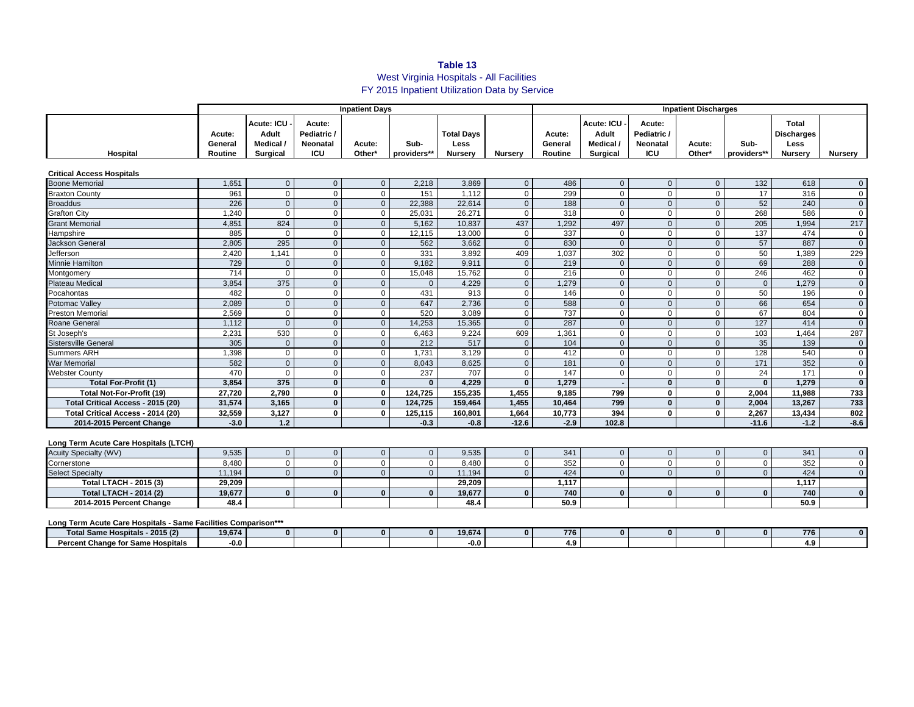# Table 13
West Virginia Hospitals - All Facilities
FY 2015 Inpatient Utilization Data by Service

| | Inpatient Days | | | | | | | Inpatient Discharges | | | | | | |
|---|---|---|---|---|---|---|---|---|---|---|---|---|---|---|
| Hospital | Acute: General Routine | Acute: ICU - Adult Medical / Surgical | Acute: Pediatric / Neonatal ICU | Acute: Other* | Sub-providers** | Total Days Less Nursery | Nursery | Acute: General Routine | Acute: ICU - Adult Medical / Surgical | Acute: Pediatric / Neonatal ICU | Acute: Other* | Sub-providers** | Total Discharges Less Nursery | Nursery |
| **Critical Access Hospitals** | | | | | | | | | | | | | | |
| Boone Memorial | 1,651 | 0 | 0 | 0 | 2,218 | 3,869 | 0 | 486 | 0 | 0 | 0 | 132 | 618 | 0 |
| Braxton County | 961 | 0 | 0 | 0 | 151 | 1,112 | 0 | 299 | 0 | 0 | 0 | 17 | 316 | 0 |
| Broaddus | 226 | 0 | 0 | 0 | 22,388 | 22,614 | 0 | 188 | 0 | 0 | 0 | 52 | 240 | 0 |
| Grafton City | 1,240 | 0 | 0 | 0 | 25,031 | 26,271 | 0 | 318 | 0 | 0 | 0 | 268 | 586 | 0 |
| Grant Memorial | 4,851 | 824 | 0 | 0 | 5,162 | 10,837 | 437 | 1,292 | 497 | 0 | 0 | 205 | 1,994 | 217 |
| Hampshire | 885 | 0 | 0 | 0 | 12,115 | 13,000 | 0 | 337 | 0 | 0 | 0 | 137 | 474 | 0 |
| Jackson General | 2,805 | 295 | 0 | 0 | 562 | 3,662 | 0 | 830 | 0 | 0 | 0 | 57 | 887 | 0 |
| Jefferson | 2,420 | 1,141 | 0 | 0 | 331 | 3,892 | 409 | 1,037 | 302 | 0 | 0 | 50 | 1,389 | 229 |
| Minnie Hamilton | 729 | 0 | 0 | 0 | 9,182 | 9,911 | 0 | 219 | 0 | 0 | 0 | 69 | 288 | 0 |
| Montgomery | 714 | 0 | 0 | 0 | 15,048 | 15,762 | 0 | 216 | 0 | 0 | 0 | 246 | 462 | 0 |
| Plateau Medical | 3,854 | 375 | 0 | 0 | 0 | 4,229 | 0 | 1,279 | 0 | 0 | 0 | 0 | 1,279 | 0 |
| Pocahontas | 482 | 0 | 0 | 0 | 431 | 913 | 0 | 146 | 0 | 0 | 0 | 50 | 196 | 0 |
| Potomac Valley | 2,089 | 0 | 0 | 0 | 647 | 2,736 | 0 | 588 | 0 | 0 | 0 | 66 | 654 | 0 |
| Preston Memorial | 2,569 | 0 | 0 | 0 | 520 | 3,089 | 0 | 737 | 0 | 0 | 0 | 67 | 804 | 0 |
| Roane General | 1,112 | 0 | 0 | 0 | 14,253 | 15,365 | 0 | 287 | 0 | 0 | 0 | 127 | 414 | 0 |
| St Joseph's | 2,231 | 530 | 0 | 0 | 6,463 | 9,224 | 609 | 1,361 | 0 | 0 | 0 | 103 | 1,464 | 287 |
| Sistersville General | 305 | 0 | 0 | 0 | 212 | 517 | 0 | 104 | 0 | 0 | 0 | 35 | 139 | 0 |
| Summers ARH | 1,398 | 0 | 0 | 0 | 1,731 | 3,129 | 0 | 412 | 0 | 0 | 0 | 128 | 540 | 0 |
| War Memorial | 582 | 0 | 0 | 0 | 8,043 | 8,625 | 0 | 181 | 0 | 0 | 0 | 171 | 352 | 0 |
| Webster County | 470 | 0 | 0 | 0 | 237 | 707 | 0 | 147 | 0 | 0 | 0 | 24 | 171 | 0 |
| **Total For-Profit (1)** | **3,854** | **375** | **0** | **0** | **0** | **4,229** | **0** | **1,279** | **-** | **0** | **0** | **0** | **1,279** | **0** |
| **Total Not-For-Profit (19)** | **27,720** | **2,790** | **0** | **0** | **124,725** | **155,235** | **1,455** | **9,185** | **799** | **0** | **0** | **2,004** | **11,988** | **733** |
| **Total Critical Access - 2015 (20)** | **31,574** | **3,165** | **0** | **0** | **124,725** | **159,464** | **1,455** | **10,464** | **799** | **0** | **0** | **2,004** | **13,267** | **733** |
| **Total Critical Access - 2014 (20)** | **32,559** | **3,127** | **0** | **0** | **125,115** | **160,801** | **1,664** | **10,773** | **394** | **0** | **0** | **2,267** | **13,434** | **802** |
| **2014-2015 Percent Change** | **-3.0** | **1.2** | | | **-0.3** | **-0.8** | **-12.6** | **-2.9** | **102.8** | | | **-11.6** | **-1.2** | **-8.6** |
| **Long Term Acute Care Hospitals (LTCH)** | | | | | | | | | | | | | | |
| Acuity Specialty (WV) | 9,535 | 0 | 0 | 0 | 0 | 9,535 | 0 | 341 | 0 | 0 | 0 | 0 | 341 | 0 |
| Cornerstone | 8,480 | 0 | 0 | 0 | 0 | 8,480 | 0 | 352 | 0 | 0 | 0 | 0 | 352 | 0 |
| Select Specialty | 11,194 | 0 | 0 | 0 | 0 | 11,194 | 0 | 424 | 0 | 0 | 0 | 0 | 424 | 0 |
| **Total LTACH - 2015 (3)** | **29,209** | | | | | **29,209** | | **1,117** | | | | | **1,117** | |
| **Total LTACH - 2014 (2)** | **19,677** | **0** | **0** | **0** | **0** | **19,677** | **0** | **740** | **0** | **0** | **0** | **0** | **740** | **0** |
| **2014-2015 Percent Change** | **48.4** | | | | | **48.4** | | **50.9** | | | | | **50.9** | |
| **Long Term Acute Care Hospitals - Same Facilities Comparison\*\*\*** | | | | | | | | | | | | | | |
| **Total Same Hospitals - 2015 (2)** | **19,674** | **0** | **0** | **0** | **0** | **19,674** | **0** | **776** | **0** | **0** | **0** | **0** | **776** | **0** |
| **Percent Change for Same Hospitals** | **-0.0** | | | | | **-0.0** | | **4.9** | | | | | **4.9** | |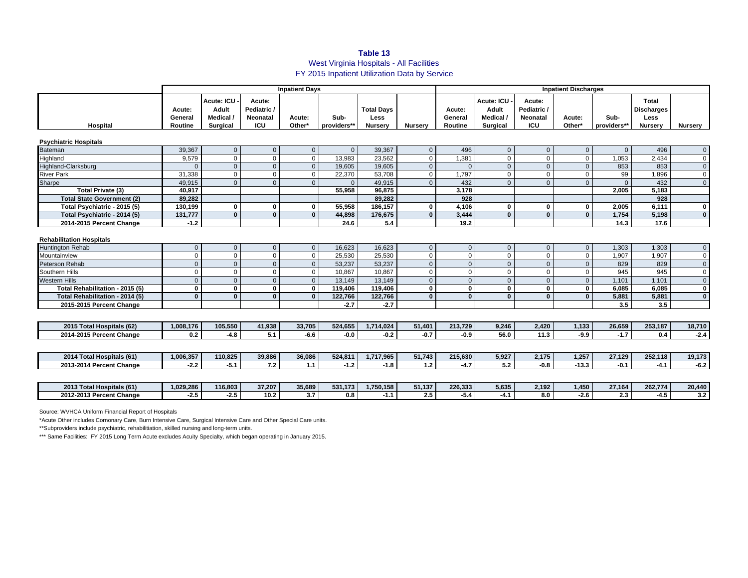**Table 13**

West Virginia Hospitals - All Facilities

FY 2015 Inpatient Utilization Data by Service

| Hospital | Inpatient Days: Acute: General Routine | Acute: ICU - Adult Medical / Surgical | Acute: Pediatric / Neonatal ICU | Acute: Other* | Sub-providers** | Total Days Less Nursery | Nursery | Inpatient Discharges: Acute: General Routine | Acute: ICU - Adult Medical / Surgical | Acute: Pediatric / Neonatal ICU | Acute: Other* | Sub-providers** | Total Discharges Less Nursery | Nursery |
|---|---|---|---|---|---|---|---|---|---|---|---|---|---|---|
| **Psychiatric Hospitals** | | | | | | | | | | | | | | |
| Bateman | 39,367 | 0 | 0 | 0 | 0 | 39,367 | 0 | 496 | 0 | 0 | 0 | 0 | 496 | 0 |
| Highland | 9,579 | 0 | 0 | 0 | 13,983 | 23,562 | 0 | 1,381 | 0 | 0 | 0 | 1,053 | 2,434 | 0 |
| Highland-Clarksburg | 0 | 0 | 0 | 0 | 19,605 | 19,605 | 0 | 0 | 0 | 0 | 0 | 853 | 853 | 0 |
| River Park | 31,338 | 0 | 0 | 0 | 22,370 | 53,708 | 0 | 1,797 | 0 | 0 | 0 | 99 | 1,896 | 0 |
| Sharpe | 49,915 | 0 | 0 | 0 | 0 | 49,915 | 0 | 432 | 0 | 0 | 0 | 0 | 432 | 0 |
| **Total Private (3)** | **40,917** | | | | **55,958** | **96,875** | | **3,178** | | | | **2,005** | **5,183** | |
| **Total State Government (2)** | **89,282** | | | | | **89,282** | | **928** | | | | | **928** | |
| **Total Psychiatric - 2015 (5)** | **130,199** | **0** | **0** | **0** | **55,958** | **186,157** | **0** | **4,106** | **0** | **0** | **0** | **2,005** | **6,111** | **0** |
| **Total Psychiatric - 2014 (5)** | **131,777** | **0** | **0** | **0** | **44,898** | **176,675** | **0** | **3,444** | **0** | **0** | **0** | **1,754** | **5,198** | **0** |
| **2014-2015 Percent Change** | **-1.2** | | | | **24.6** | **5.4** | | **19.2** | | | | **14.3** | **17.6** | |
| **Rehabilitation Hospitals** | | | | | | | | | | | | | | |
| Huntington Rehab | 0 | 0 | 0 | 0 | 16,623 | 16,623 | 0 | 0 | 0 | 0 | 0 | 1,303 | 1,303 | 0 |
| Mountainview | 0 | 0 | 0 | 0 | 25,530 | 25,530 | 0 | 0 | 0 | 0 | 0 | 1,907 | 1,907 | 0 |
| Peterson Rehab | 0 | 0 | 0 | 0 | 53,237 | 53,237 | 0 | 0 | 0 | 0 | 0 | 829 | 829 | 0 |
| Southern Hills | 0 | 0 | 0 | 0 | 10,867 | 10,867 | 0 | 0 | 0 | 0 | 0 | 945 | 945 | 0 |
| Western Hills | 0 | 0 | 0 | 0 | 13,149 | 13,149 | 0 | 0 | 0 | 0 | 0 | 1,101 | 1,101 | 0 |
| **Total Rehabilitation - 2015 (5)** | **0** | **0** | **0** | **0** | **119,406** | **119,406** | **0** | **0** | **0** | **0** | **0** | **6,085** | **6,085** | **0** |
| **Total Rehabilitation - 2014 (5)** | **0** | **0** | **0** | **0** | **122,766** | **122,766** | **0** | **0** | **0** | **0** | **0** | **5,881** | **5,881** | **0** |
| **2015-2015 Percent Change** | | | | | **-2.7** | **-2.7** | | | | | | **3.5** | **3.5** | |
| **2015 Total Hospitals (62)** | **1,008,176** | **105,550** | **41,938** | **33,705** | **524,655** | **1,714,024** | **51,401** | **213,729** | **9,246** | **2,420** | **1,133** | **26,659** | **253,187** | **18,710** |
| **2014-2015 Percent Change** | **0.2** | **-4.8** | **5.1** | **-6.6** | **-0.0** | **-0.2** | **-0.7** | **-0.9** | **56.0** | **11.3** | **-9.9** | **-1.7** | **0.4** | **-2.4** |
| **2014 Total Hospitals (61)** | **1,006,357** | **110,825** | **39,886** | **36,086** | **524,811** | **1,717,965** | **51,743** | **215,630** | **5,927** | **2,175** | **1,257** | **27,129** | **252,118** | **19,173** |
| **2013-2014 Percent Change** | **-2.2** | **-5.1** | **7.2** | **1.1** | **-1.2** | **-1.8** | **1.2** | **-4.7** | **5.2** | **-0.8** | **-13.3** | **-0.1** | **-4.1** | **-6.2** |
| **2013 Total Hospitals (61)** | **1,029,286** | **116,803** | **37,207** | **35,689** | **531,173** | **1,750,158** | **51,137** | **226,333** | **5,635** | **2,192** | **1,450** | **27,164** | **262,774** | **20,440** |
| **2012-2013 Percent Change** | **-2.5** | **-2.5** | **10.2** | **3.7** | **0.8** | **-1.1** | **2.5** | **-5.4** | **-4.1** | **8.0** | **-2.6** | **2.3** | **-4.5** | **3.2** |

Source: WVHCA Uniform Financial Report of Hospitals

*Acute Other includes Cornonary Care, Burn Intensive Care, Surgical Intensive Care and Other Special Care units.

**Subproviders include psychiatric, rehabilitiation, skilled nursing and long-term units.

*** Same Facilities: FY 2015 Long Term Acute excludes Acuity Specialty, which began operating in January 2015.